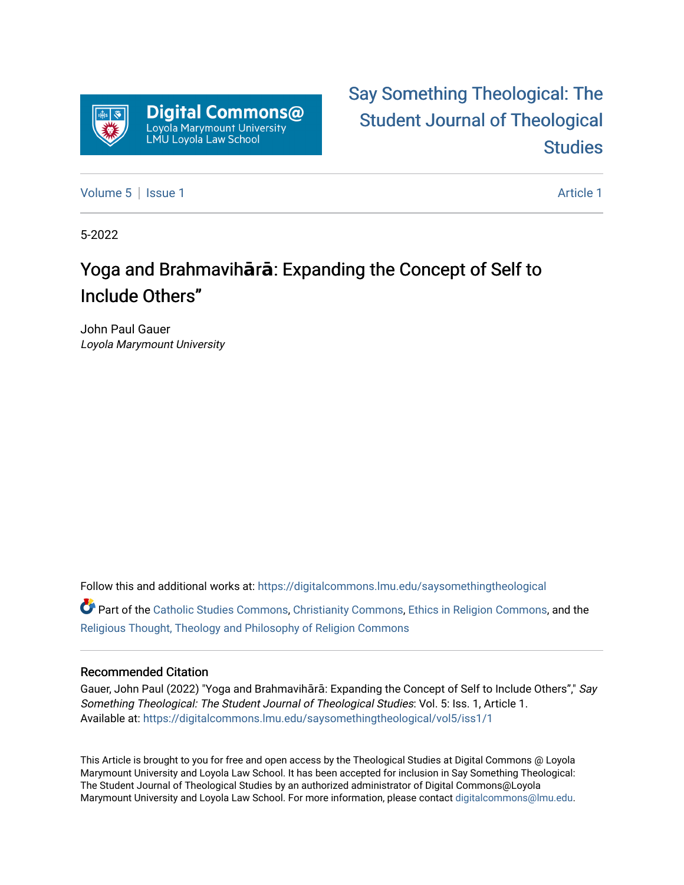Say Something Theological: The Student Journal of Theological Studies

Volume 5 | Issue 1 — Article 1

5-2022

# Yoga and Brahmavihārā: Expanding the Concept of Self to Include Others”

John Paul Gauer
*Loyola Marymount University*

Follow this and additional works at: https://digitalcommons.lmu.edu/saysomethingtheological

Part of the Catholic Studies Commons, Christianity Commons, Ethics in Religion Commons, and the Religious Thought, Theology and Philosophy of Religion Commons

## Recommended Citation

Gauer, John Paul (2022) "Yoga and Brahmavihārā: Expanding the Concept of Self to Include Others”," *Say Something Theological: The Student Journal of Theological Studies*: Vol. 5: Iss. 1, Article 1.
Available at: https://digitalcommons.lmu.edu/saysomethingtheological/vol5/iss1/1

This Article is brought to you for free and open access by the Theological Studies at Digital Commons @ Loyola Marymount University and Loyola Law School. It has been accepted for inclusion in Say Something Theological: The Student Journal of Theological Studies by an authorized administrator of Digital Commons@Loyola Marymount University and Loyola Law School. For more information, please contact digitalcommons@lmu.edu.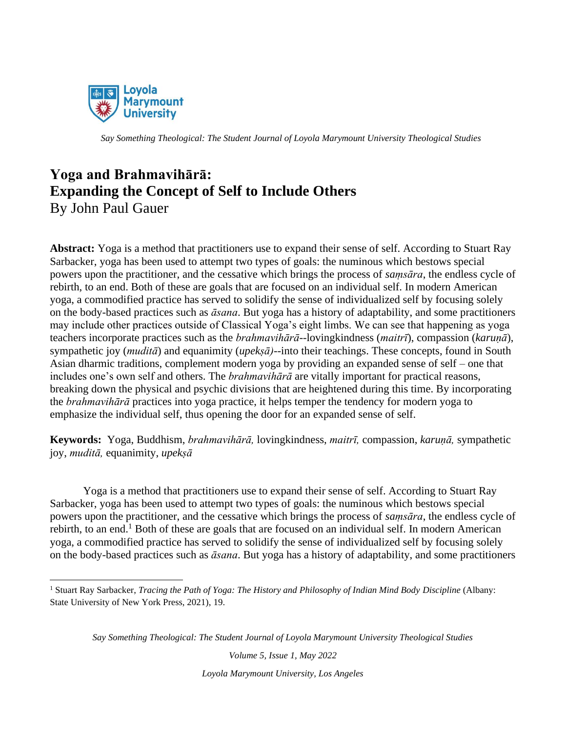# Yoga and Brahmavihārā: Expanding the Concept of Self to Include Others

By John Paul Gauer

**Abstract:** Yoga is a method that practitioners use to expand their sense of self. According to Stuart Ray Sarbacker, yoga has been used to attempt two types of goals: the numinous which bestows special powers upon the practitioner, and the cessative which brings the process of *saṃsāra*, the endless cycle of rebirth, to an end. Both of these are goals that are focused on an individual self. In modern American yoga, a commodified practice has served to solidify the sense of individualized self by focusing solely on the body-based practices such as *āsana*. But yoga has a history of adaptability, and some practitioners may include other practices outside of Classical Yoga's eight limbs. We can see that happening as yoga teachers incorporate practices such as the *brahmavihārā*--lovingkindness (*maitrī*), compassion (*karuṇā*), sympathetic joy (*muditā*) and equanimity (*upekṣā)*--into their teachings. These concepts, found in South Asian dharmic traditions, complement modern yoga by providing an expanded sense of self – one that includes one's own self and others. The *brahmavihārā* are vitally important for practical reasons, breaking down the physical and psychic divisions that are heightened during this time. By incorporating the *brahmavihārā* practices into yoga practice, it helps temper the tendency for modern yoga to emphasize the individual self, thus opening the door for an expanded sense of self.

**Keywords:** Yoga, Buddhism, *brahmavihārā,* lovingkindness, *maitrī,* compassion, *karuṇā,* sympathetic joy, *muditā,* equanimity, *upekṣā*

Yoga is a method that practitioners use to expand their sense of self. According to Stuart Ray Sarbacker, yoga has been used to attempt two types of goals: the numinous which bestows special powers upon the practitioner, and the cessative which brings the process of *saṃsāra*, the endless cycle of rebirth, to an end.[1] Both of these are goals that are focused on an individual self. In modern American yoga, a commodified practice has served to solidify the sense of individualized self by focusing solely on the body-based practices such as *āsana*. But yoga has a history of adaptability, and some practitioners

[1] Stuart Ray Sarbacker, *Tracing the Path of Yoga: The History and Philosophy of Indian Mind Body Discipline* (Albany: State University of New York Press, 2021), 19.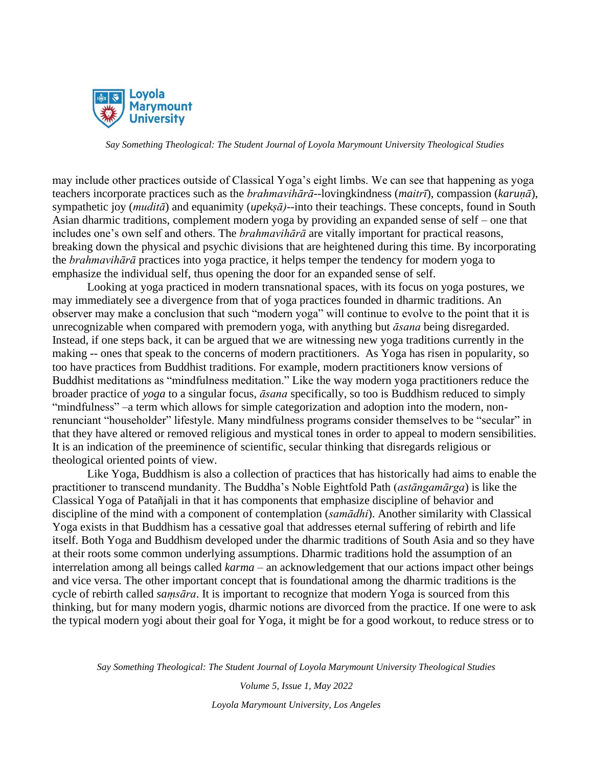may include other practices outside of Classical Yoga's eight limbs. We can see that happening as yoga teachers incorporate practices such as the *brahmavihārā*--lovingkindness (*maitrī*), compassion (*karuṇā*), sympathetic joy (*muditā*) and equanimity (*upekṣā)*--into their teachings. These concepts, found in South Asian dharmic traditions, complement modern yoga by providing an expanded sense of self – one that includes one's own self and others. The *brahmavihārā* are vitally important for practical reasons, breaking down the physical and psychic divisions that are heightened during this time. By incorporating the *brahmavihārā* practices into yoga practice, it helps temper the tendency for modern yoga to emphasize the individual self, thus opening the door for an expanded sense of self.

Looking at yoga practiced in modern transnational spaces, with its focus on yoga postures, we may immediately see a divergence from that of yoga practices founded in dharmic traditions. An observer may make a conclusion that such "modern yoga" will continue to evolve to the point that it is unrecognizable when compared with premodern yoga, with anything but *āsana* being disregarded. Instead, if one steps back, it can be argued that we are witnessing new yoga traditions currently in the making -- ones that speak to the concerns of modern practitioners. As Yoga has risen in popularity, so too have practices from Buddhist traditions. For example, modern practitioners know versions of Buddhist meditations as "mindfulness meditation." Like the way modern yoga practitioners reduce the broader practice of *yoga* to a singular focus, *āsana* specifically, so too is Buddhism reduced to simply "mindfulness" –a term which allows for simple categorization and adoption into the modern, non-renunciant "householder" lifestyle. Many mindfulness programs consider themselves to be "secular" in that they have altered or removed religious and mystical tones in order to appeal to modern sensibilities. It is an indication of the preeminence of scientific, secular thinking that disregards religious or theological oriented points of view.

Like Yoga, Buddhism is also a collection of practices that has historically had aims to enable the practitioner to transcend mundanity. The Buddha's Noble Eightfold Path (*astāngamārga*) is like the Classical Yoga of Patañjali in that it has components that emphasize discipline of behavior and discipline of the mind with a component of contemplation (*samādhi*). Another similarity with Classical Yoga exists in that Buddhism has a cessative goal that addresses eternal suffering of rebirth and life itself. Both Yoga and Buddhism developed under the dharmic traditions of South Asia and so they have at their roots some common underlying assumptions. Dharmic traditions hold the assumption of an interrelation among all beings called *karma* – an acknowledgement that our actions impact other beings and vice versa. The other important concept that is foundational among the dharmic traditions is the cycle of rebirth called *saṃsāra*. It is important to recognize that modern Yoga is sourced from this thinking, but for many modern yogis, dharmic notions are divorced from the practice. If one were to ask the typical modern yogi about their goal for Yoga, it might be for a good workout, to reduce stress or to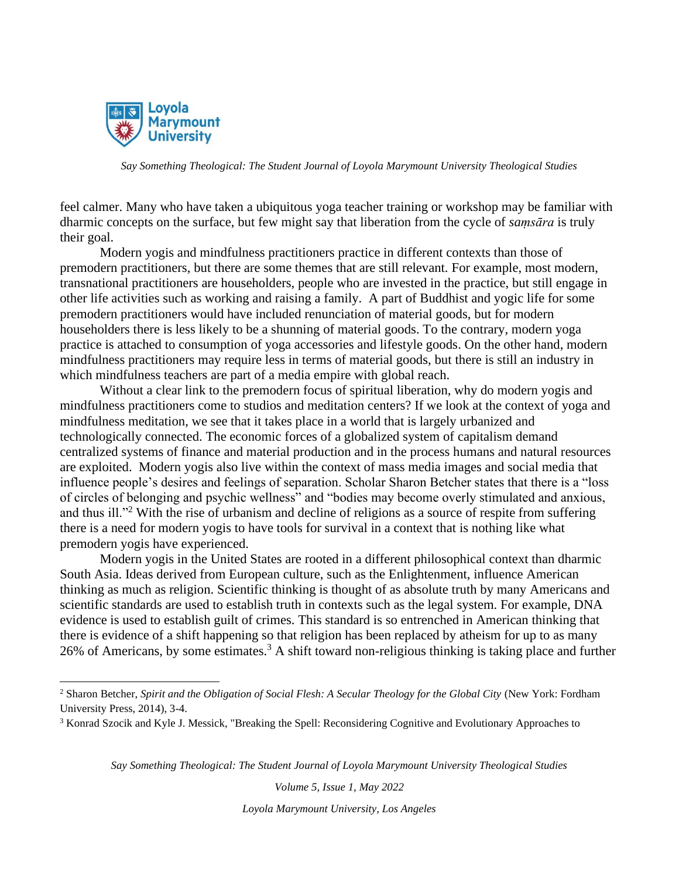feel calmer. Many who have taken a ubiquitous yoga teacher training or workshop may be familiar with dharmic concepts on the surface, but few might say that liberation from the cycle of *saṃsāra* is truly their goal.

Modern yogis and mindfulness practitioners practice in different contexts than those of premodern practitioners, but there are some themes that are still relevant. For example, most modern, transnational practitioners are householders, people who are invested in the practice, but still engage in other life activities such as working and raising a family. A part of Buddhist and yogic life for some premodern practitioners would have included renunciation of material goods, but for modern householders there is less likely to be a shunning of material goods. To the contrary, modern yoga practice is attached to consumption of yoga accessories and lifestyle goods. On the other hand, modern mindfulness practitioners may require less in terms of material goods, but there is still an industry in which mindfulness teachers are part of a media empire with global reach.

Without a clear link to the premodern focus of spiritual liberation, why do modern yogis and mindfulness practitioners come to studios and meditation centers? If we look at the context of yoga and mindfulness meditation, we see that it takes place in a world that is largely urbanized and technologically connected. The economic forces of a globalized system of capitalism demand centralized systems of finance and material production and in the process humans and natural resources are exploited. Modern yogis also live within the context of mass media images and social media that influence people's desires and feelings of separation. Scholar Sharon Betcher states that there is a "loss of circles of belonging and psychic wellness" and "bodies may become overly stimulated and anxious, and thus ill."[2] With the rise of urbanism and decline of religions as a source of respite from suffering there is a need for modern yogis to have tools for survival in a context that is nothing like what premodern yogis have experienced.

Modern yogis in the United States are rooted in a different philosophical context than dharmic South Asia. Ideas derived from European culture, such as the Enlightenment, influence American thinking as much as religion. Scientific thinking is thought of as absolute truth by many Americans and scientific standards are used to establish truth in contexts such as the legal system. For example, DNA evidence is used to establish guilt of crimes. This standard is so entrenched in American thinking that there is evidence of a shift happening so that religion has been replaced by atheism for up to as many 26% of Americans, by some estimates.[3] A shift toward non-religious thinking is taking place and further

---

[2] Sharon Betcher, *Spirit and the Obligation of Social Flesh: A Secular Theology for the Global City* (New York: Fordham University Press, 2014), 3-4.

[3] Konrad Szocik and Kyle J. Messick, "Breaking the Spell: Reconsidering Cognitive and Evolutionary Approaches to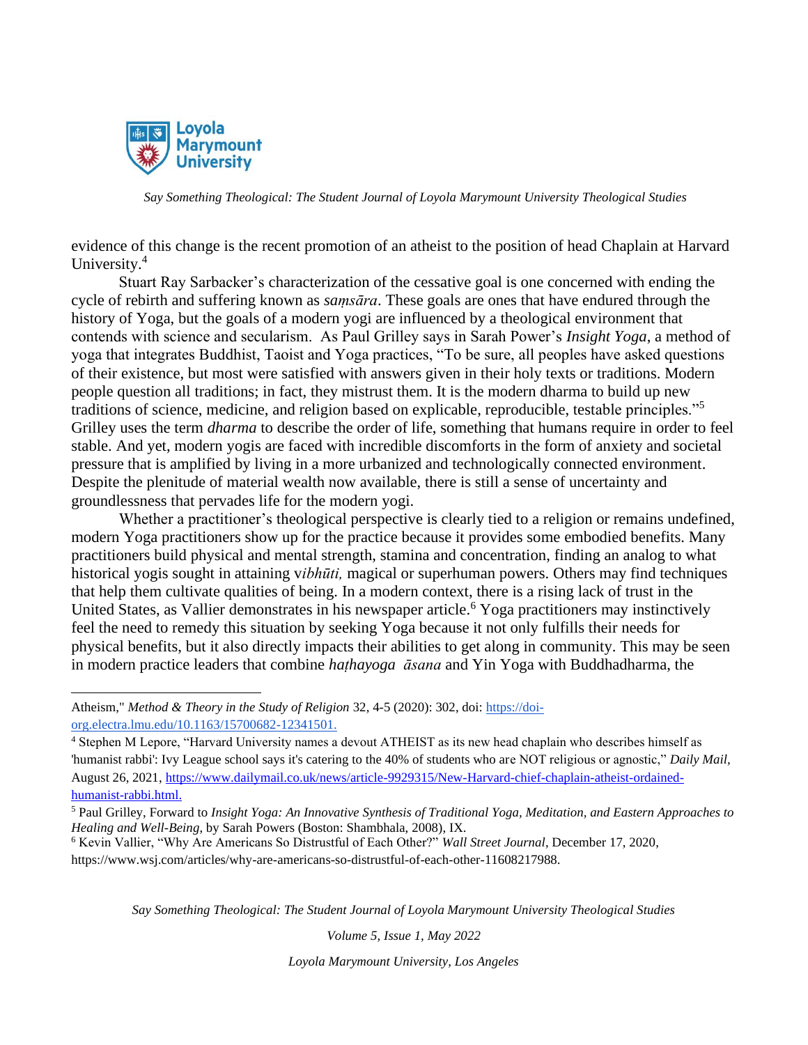evidence of this change is the recent promotion of an atheist to the position of head Chaplain at Harvard University.[4]

Stuart Ray Sarbacker's characterization of the cessative goal is one concerned with ending the cycle of rebirth and suffering known as *saṃsāra*. These goals are ones that have endured through the history of Yoga, but the goals of a modern yogi are influenced by a theological environment that contends with science and secularism. As Paul Grilley says in Sarah Power's *Insight Yoga*, a method of yoga that integrates Buddhist, Taoist and Yoga practices, "To be sure, all peoples have asked questions of their existence, but most were satisfied with answers given in their holy texts or traditions. Modern people question all traditions; in fact, they mistrust them. It is the modern dharma to build up new traditions of science, medicine, and religion based on explicable, reproducible, testable principles."[5] Grilley uses the term *dharma* to describe the order of life, something that humans require in order to feel stable. And yet, modern yogis are faced with incredible discomforts in the form of anxiety and societal pressure that is amplified by living in a more urbanized and technologically connected environment. Despite the plenitude of material wealth now available, there is still a sense of uncertainty and groundlessness that pervades life for the modern yogi.

Whether a practitioner's theological perspective is clearly tied to a religion or remains undefined, modern Yoga practitioners show up for the practice because it provides some embodied benefits. Many practitioners build physical and mental strength, stamina and concentration, finding an analog to what historical yogis sought in attaining v*ibhūti,* magical or superhuman powers. Others may find techniques that help them cultivate qualities of being. In a modern context, there is a rising lack of trust in the United States, as Vallier demonstrates in his newspaper article.[6] Yoga practitioners may instinctively feel the need to remedy this situation by seeking Yoga because it not only fulfills their needs for physical benefits, but it also directly impacts their abilities to get along in community. This may be seen in modern practice leaders that combine *haṭhayoga āsana* and Yin Yoga with Buddhadharma, the

---

Atheism," *Method & Theory in the Study of Religion* 32, 4-5 (2020): 302, doi: https://doi-org.electra.lmu.edu/10.1163/15700682-12341501.

[4] Stephen M Lepore, "Harvard University names a devout ATHEIST as its new head chaplain who describes himself as 'humanist rabbi': Ivy League school says it's catering to the 40% of students who are NOT religious or agnostic," *Daily Mail,* August 26, 2021, https://www.dailymail.co.uk/news/article-9929315/New-Harvard-chief-chaplain-atheist-ordained-humanist-rabbi.html.

[5] Paul Grilley, Forward to *Insight Yoga: An Innovative Synthesis of Traditional Yoga, Meditation, and Eastern Approaches to Healing and Well-Being*, by Sarah Powers (Boston: Shambhala, 2008), IX.

[6] Kevin Vallier, "Why Are Americans So Distrustful of Each Other?" *Wall Street Journal*, December 17, 2020, https://www.wsj.com/articles/why-are-americans-so-distrustful-of-each-other-11608217988.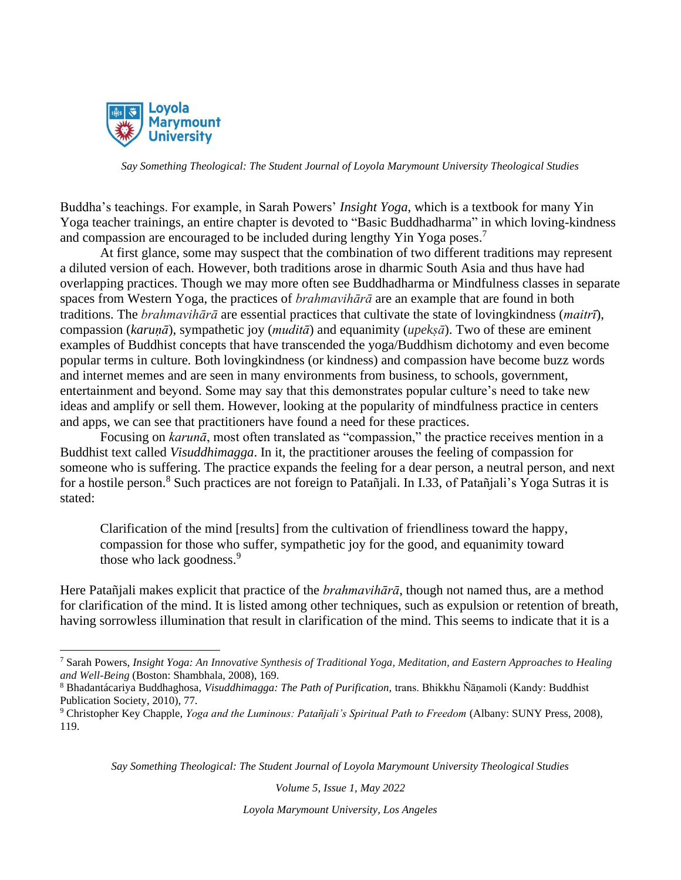Buddha's teachings. For example, in Sarah Powers' *Insight Yoga*, which is a textbook for many Yin Yoga teacher trainings, an entire chapter is devoted to "Basic Buddhadharma" in which loving-kindness and compassion are encouraged to be included during lengthy Yin Yoga poses.[7]

At first glance, some may suspect that the combination of two different traditions may represent a diluted version of each. However, both traditions arose in dharmic South Asia and thus have had overlapping practices. Though we may more often see Buddhadharma or Mindfulness classes in separate spaces from Western Yoga, the practices of *brahmavihārā* are an example that are found in both traditions. The *brahmavihārā* are essential practices that cultivate the state of lovingkindness (*maitrī*), compassion (*karuṇā*), sympathetic joy (*muditā*) and equanimity (*upekṣā*). Two of these are eminent examples of Buddhist concepts that have transcended the yoga/Buddhism dichotomy and even become popular terms in culture. Both lovingkindness (or kindness) and compassion have become buzz words and internet memes and are seen in many environments from business, to schools, government, entertainment and beyond. Some may say that this demonstrates popular culture's need to take new ideas and amplify or sell them. However, looking at the popularity of mindfulness practice in centers and apps, we can see that practitioners have found a need for these practices.

Focusing on *karunā*, most often translated as "compassion," the practice receives mention in a Buddhist text called *Visuddhimagga*. In it, the practitioner arouses the feeling of compassion for someone who is suffering. The practice expands the feeling for a dear person, a neutral person, and next for a hostile person.[8] Such practices are not foreign to Patañjali. In I.33, of Patañjali's Yoga Sutras it is stated:

> Clarification of the mind [results] from the cultivation of friendliness toward the happy, compassion for those who suffer, sympathetic joy for the good, and equanimity toward those who lack goodness.[9]

Here Patañjali makes explicit that practice of the *brahmavihārā*, though not named thus, are a method for clarification of the mind. It is listed among other techniques, such as expulsion or retention of breath, having sorrowless illumination that result in clarification of the mind. This seems to indicate that it is a

---

[7] Sarah Powers, *Insight Yoga: An Innovative Synthesis of Traditional Yoga, Meditation, and Eastern Approaches to Healing and Well-Being* (Boston: Shambhala, 2008), 169.

[8] Bhadantácariya Buddhaghosa, *Visuddhimagga: The Path of Purification,* trans. Bhikkhu Ñāṇamoli (Kandy: Buddhist Publication Society, 2010), 77.

[9] Christopher Key Chapple, *Yoga and the Luminous: Patañjali's Spiritual Path to Freedom* (Albany: SUNY Press, 2008), 119.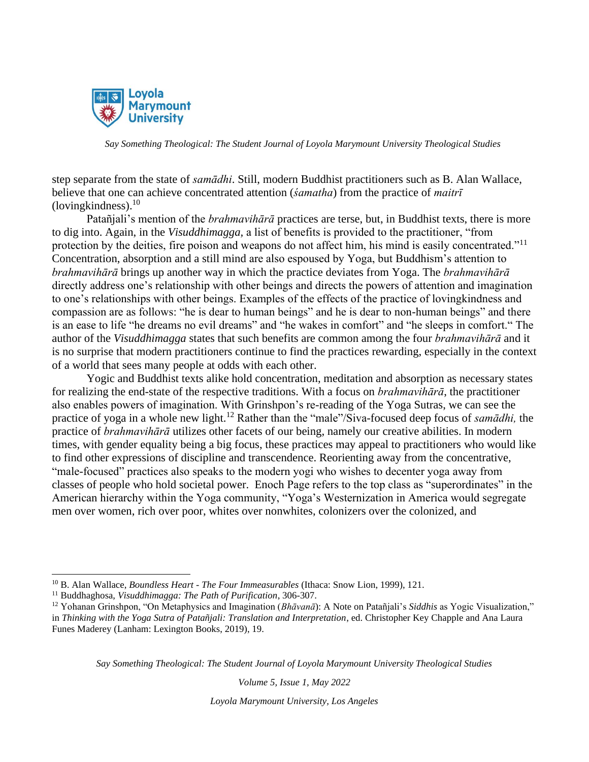step separate from the state of *samādhi*. Still, modern Buddhist practitioners such as B. Alan Wallace, believe that one can achieve concentrated attention (*śamatha*) from the practice of *maitrī* (lovingkindness).[10]

Patañjali's mention of the *brahmavihārā* practices are terse, but, in Buddhist texts, there is more to dig into. Again, in the *Visuddhimagga*, a list of benefits is provided to the practitioner, "from protection by the deities, fire poison and weapons do not affect him, his mind is easily concentrated."[11] Concentration, absorption and a still mind are also espoused by Yoga, but Buddhism's attention to *brahmavihārā* brings up another way in which the practice deviates from Yoga. The *brahmavihārā* directly address one's relationship with other beings and directs the powers of attention and imagination to one's relationships with other beings. Examples of the effects of the practice of lovingkindness and compassion are as follows: "he is dear to human beings" and he is dear to non-human beings" and there is an ease to life "he dreams no evil dreams" and "he wakes in comfort" and "he sleeps in comfort." The author of the *Visuddhimagga* states that such benefits are common among the four *brahmavihārā* and it is no surprise that modern practitioners continue to find the practices rewarding, especially in the context of a world that sees many people at odds with each other.

Yogic and Buddhist texts alike hold concentration, meditation and absorption as necessary states for realizing the end-state of the respective traditions. With a focus on *brahmavihārā*, the practitioner also enables powers of imagination. With Grinshpon's re-reading of the Yoga Sutras, we can see the practice of yoga in a whole new light.[12] Rather than the "male"/Siva-focused deep focus of *samādhi,* the practice of *brahmavihārā* utilizes other facets of our being, namely our creative abilities. In modern times, with gender equality being a big focus, these practices may appeal to practitioners who would like to find other expressions of discipline and transcendence. Reorienting away from the concentrative, "male-focused" practices also speaks to the modern yogi who wishes to decenter yoga away from classes of people who hold societal power. Enoch Page refers to the top class as "superordinates" in the American hierarchy within the Yoga community, "Yoga's Westernization in America would segregate men over women, rich over poor, whites over nonwhites, colonizers over the colonized, and

---

[10] B. Alan Wallace, *Boundless Heart - The Four Immeasurables* (Ithaca: Snow Lion, 1999), 121.

[11] Buddhaghosa, *Visuddhimagga: The Path of Purification*, 306-307.

[12] Yohanan Grinshpon, "On Metaphysics and Imagination (*Bhāvanā*): A Note on Patañjali's *Siddhis* as Yogic Visualization," in *Thinking with the Yoga Sutra of Patañjali: Translation and Interpretation*, ed. Christopher Key Chapple and Ana Laura Funes Maderey (Lanham: Lexington Books, 2019), 19.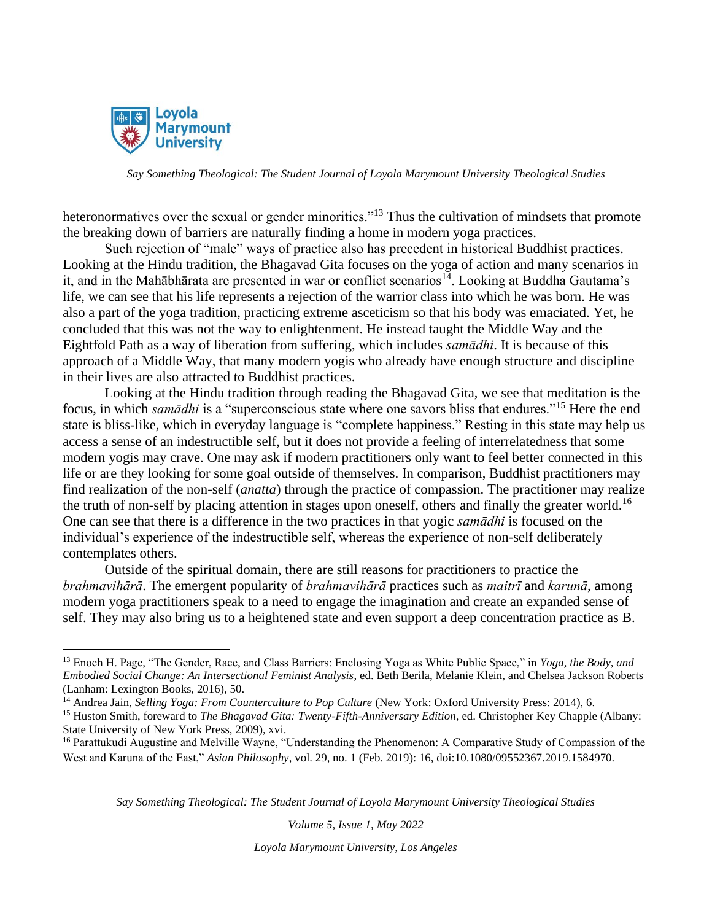heteronormatives over the sexual or gender minorities."[13] Thus the cultivation of mindsets that promote the breaking down of barriers are naturally finding a home in modern yoga practices.

Such rejection of "male" ways of practice also has precedent in historical Buddhist practices. Looking at the Hindu tradition, the Bhagavad Gita focuses on the yoga of action and many scenarios in it, and in the Mahābhārata are presented in war or conflict scenarios[14]. Looking at Buddha Gautama's life, we can see that his life represents a rejection of the warrior class into which he was born. He was also a part of the yoga tradition, practicing extreme asceticism so that his body was emaciated. Yet, he concluded that this was not the way to enlightenment. He instead taught the Middle Way and the Eightfold Path as a way of liberation from suffering, which includes *samādhi*. It is because of this approach of a Middle Way, that many modern yogis who already have enough structure and discipline in their lives are also attracted to Buddhist practices.

Looking at the Hindu tradition through reading the Bhagavad Gita, we see that meditation is the focus, in which *samādhi* is a "superconscious state where one savors bliss that endures."[15] Here the end state is bliss-like, which in everyday language is "complete happiness." Resting in this state may help us access a sense of an indestructible self, but it does not provide a feeling of interrelatedness that some modern yogis may crave. One may ask if modern practitioners only want to feel better connected in this life or are they looking for some goal outside of themselves. In comparison, Buddhist practitioners may find realization of the non-self (*anatta*) through the practice of compassion. The practitioner may realize the truth of non-self by placing attention in stages upon oneself, others and finally the greater world.[16] One can see that there is a difference in the two practices in that yogic *samādhi* is focused on the individual's experience of the indestructible self, whereas the experience of non-self deliberately contemplates others.

Outside of the spiritual domain, there are still reasons for practitioners to practice the *brahmavihārā*. The emergent popularity of *brahmavihārā* practices such as *maitrī* and *karunā*, among modern yoga practitioners speak to a need to engage the imagination and create an expanded sense of self. They may also bring us to a heightened state and even support a deep concentration practice as B.

---

[13] Enoch H. Page, "The Gender, Race, and Class Barriers: Enclosing Yoga as White Public Space," in *Yoga, the Body, and Embodied Social Change: An Intersectional Feminist Analysis*, ed. Beth Berila, Melanie Klein, and Chelsea Jackson Roberts (Lanham: Lexington Books, 2016), 50.

[14] Andrea Jain, *Selling Yoga: From Counterculture to Pop Culture* (New York: Oxford University Press: 2014), 6.

[15] Huston Smith, foreward to *The Bhagavad Gita: Twenty-Fifth-Anniversary Edition*, ed. Christopher Key Chapple (Albany: State University of New York Press, 2009), xvi.

[16] Parattukudi Augustine and Melville Wayne, "Understanding the Phenomenon: A Comparative Study of Compassion of the West and Karuna of the East," *Asian Philosophy*, vol. 29, no. 1 (Feb. 2019): 16, doi:10.1080/09552367.2019.1584970.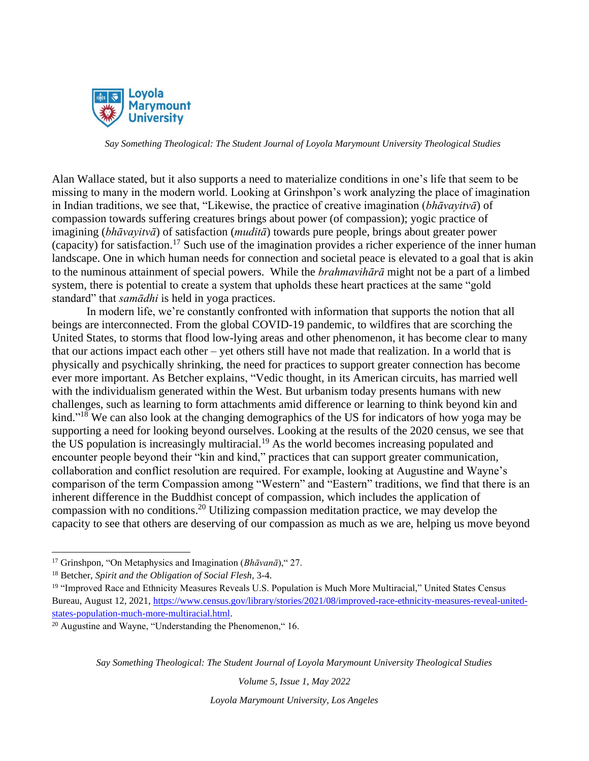Alan Wallace stated, but it also supports a need to materialize conditions in one's life that seem to be missing to many in the modern world. Looking at Grinshpon's work analyzing the place of imagination in Indian traditions, we see that, "Likewise, the practice of creative imagination (*bhāvayitvā*) of compassion towards suffering creatures brings about power (of compassion); yogic practice of imagining (*bhāvayitvā*) of satisfaction (*muditā*) towards pure people, brings about greater power (capacity) for satisfaction.[17] Such use of the imagination provides a richer experience of the inner human landscape. One in which human needs for connection and societal peace is elevated to a goal that is akin to the numinous attainment of special powers. While the *brahmavihārā* might not be a part of a limbed system, there is potential to create a system that upholds these heart practices at the same "gold standard" that *samādhi* is held in yoga practices.

In modern life, we're constantly confronted with information that supports the notion that all beings are interconnected. From the global COVID-19 pandemic, to wildfires that are scorching the United States, to storms that flood low-lying areas and other phenomenon, it has become clear to many that our actions impact each other – yet others still have not made that realization. In a world that is physically and psychically shrinking, the need for practices to support greater connection has become ever more important. As Betcher explains, "Vedic thought, in its American circuits, has married well with the individualism generated within the West. But urbanism today presents humans with new challenges, such as learning to form attachments amid difference or learning to think beyond kin and kind."[18] We can also look at the changing demographics of the US for indicators of how yoga may be supporting a need for looking beyond ourselves. Looking at the results of the 2020 census, we see that the US population is increasingly multiracial.[19] As the world becomes increasing populated and encounter people beyond their "kin and kind," practices that can support greater communication, collaboration and conflict resolution are required. For example, looking at Augustine and Wayne's comparison of the term Compassion among "Western" and "Eastern" traditions, we find that there is an inherent difference in the Buddhist concept of compassion, which includes the application of compassion with no conditions.[20] Utilizing compassion meditation practice, we may develop the capacity to see that others are deserving of our compassion as much as we are, helping us move beyond

---

[17] Grinshpon, "On Metaphysics and Imagination (*Bhāvanā*)," 27.

[18] Betcher, *Spirit and the Obligation of Social Flesh*, 3-4.

[19] "Improved Race and Ethnicity Measures Reveals U.S. Population is Much More Multiracial," United States Census Bureau, August 12, 2021, https://www.census.gov/library/stories/2021/08/improved-race-ethnicity-measures-reveal-united-states-population-much-more-multiracial.html.

[20] Augustine and Wayne, "Understanding the Phenomenon," 16.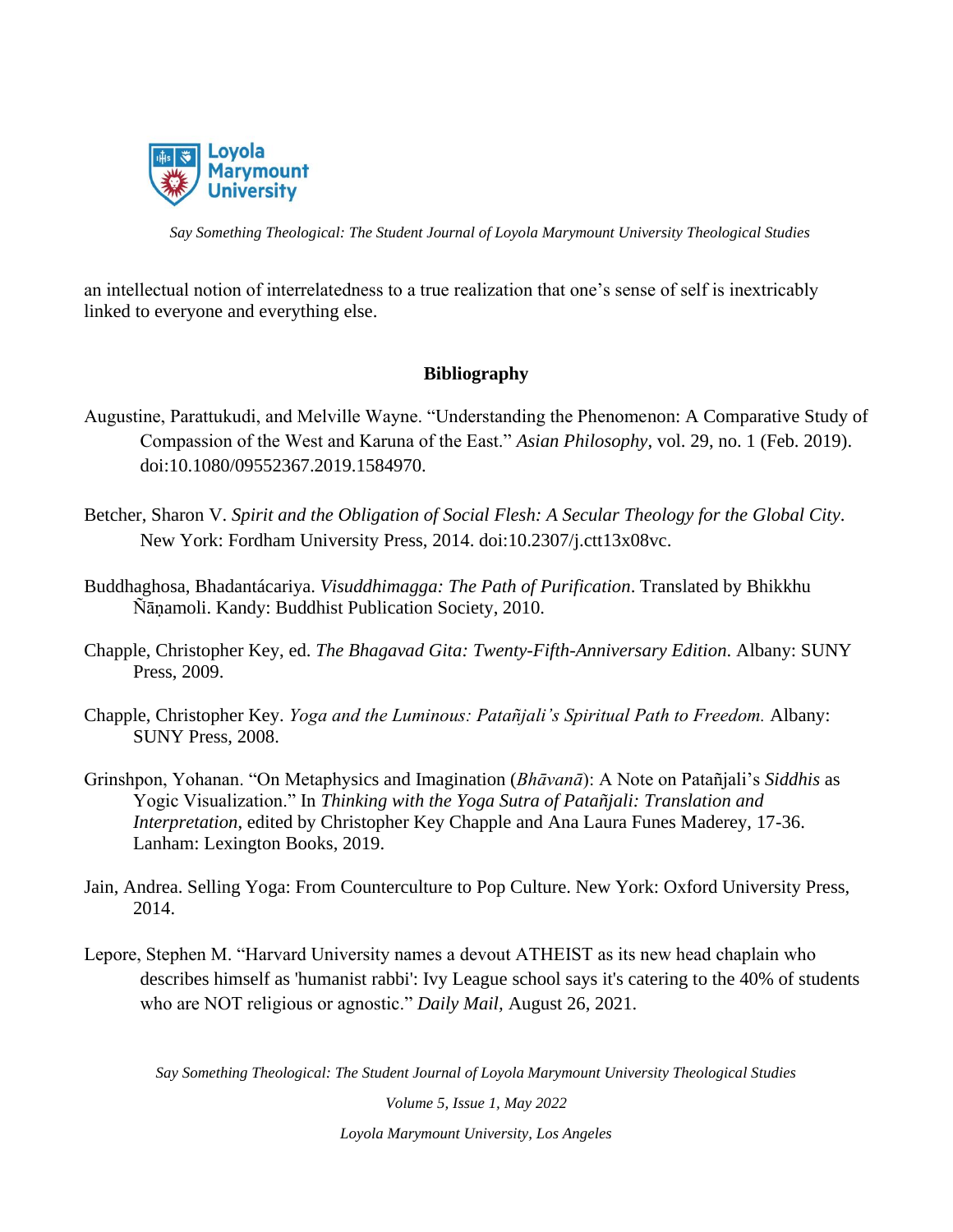an intellectual notion of interrelatedness to a true realization that one's sense of self is inextricably linked to everyone and everything else.

## Bibliography

Augustine, Parattukudi, and Melville Wayne. "Understanding the Phenomenon: A Comparative Study of Compassion of the West and Karuna of the East." *Asian Philosophy*, vol. 29, no. 1 (Feb. 2019). doi:10.1080/09552367.2019.1584970.

Betcher, Sharon V. *Spirit and the Obligation of Social Flesh: A Secular Theology for the Global City*. New York: Fordham University Press, 2014. doi:10.2307/j.ctt13x08vc.

Buddhaghosa, Bhadantácariya. *Visuddhimagga: The Path of Purification*. Translated by Bhikkhu Ñāṇamoli. Kandy: Buddhist Publication Society, 2010.

Chapple, Christopher Key, ed. *The Bhagavad Gita: Twenty-Fifth-Anniversary Edition.* Albany: SUNY Press, 2009.

Chapple, Christopher Key. *Yoga and the Luminous: Patañjali's Spiritual Path to Freedom.* Albany: SUNY Press, 2008.

Grinshpon, Yohanan. "On Metaphysics and Imagination (*Bhāvanā*): A Note on Patañjali's *Siddhis* as Yogic Visualization." In *Thinking with the Yoga Sutra of Patañjali: Translation and Interpretation*, edited by Christopher Key Chapple and Ana Laura Funes Maderey, 17-36. Lanham: Lexington Books, 2019.

Jain, Andrea. Selling Yoga: From Counterculture to Pop Culture. New York: Oxford University Press, 2014.

Lepore, Stephen M. "Harvard University names a devout ATHEIST as its new head chaplain who describes himself as 'humanist rabbi': Ivy League school says it's catering to the 40% of students who are NOT religious or agnostic." *Daily Mail,* August 26, 2021.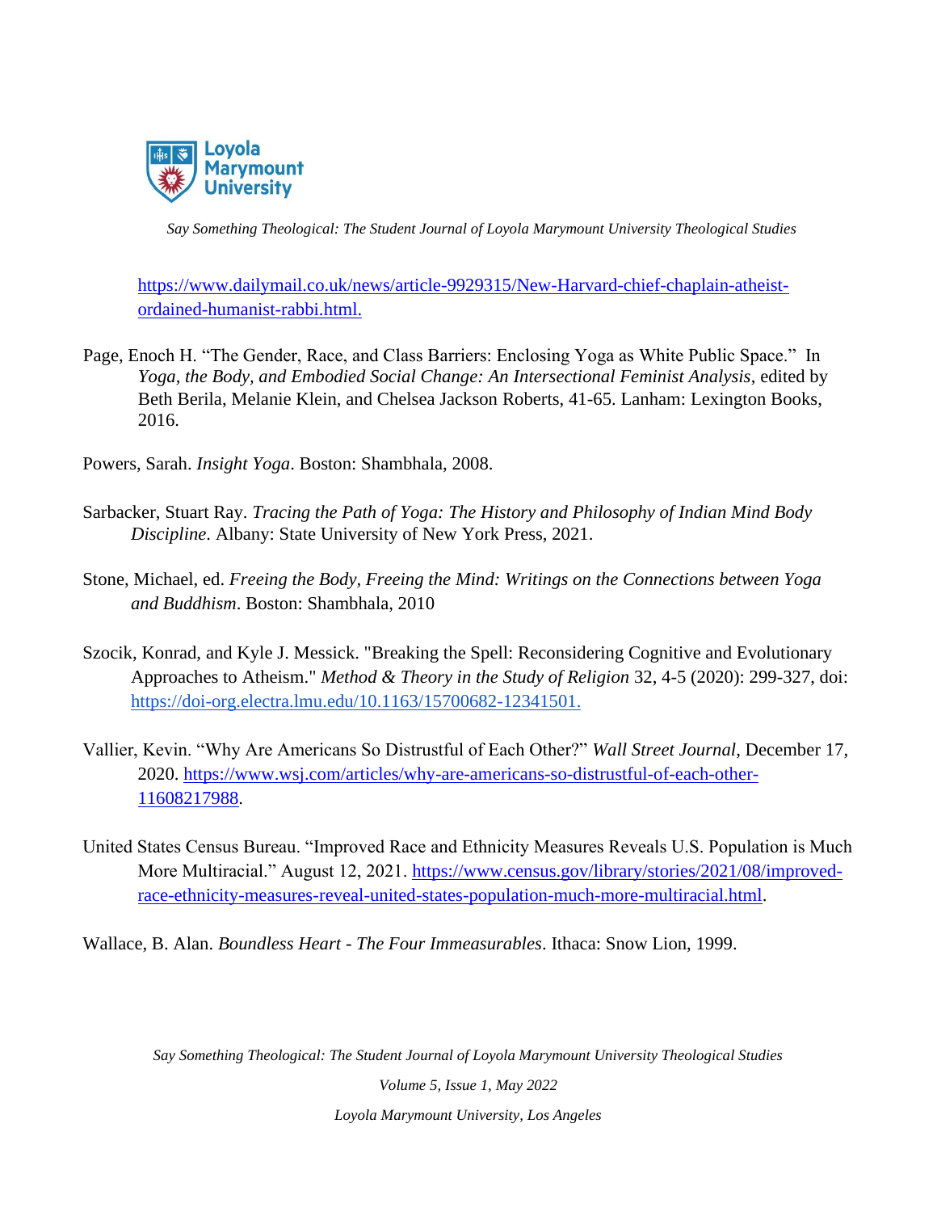https://www.dailymail.co.uk/news/article-9929315/New-Harvard-chief-chaplain-atheist-ordained-humanist-rabbi.html.

Page, Enoch H. "The Gender, Race, and Class Barriers: Enclosing Yoga as White Public Space." In *Yoga, the Body, and Embodied Social Change: An Intersectional Feminist Analysis*, edited by Beth Berila, Melanie Klein, and Chelsea Jackson Roberts, 41-65. Lanham: Lexington Books, 2016.

Powers, Sarah. *Insight Yoga*. Boston: Shambhala, 2008.

Sarbacker, Stuart Ray. *Tracing the Path of Yoga: The History and Philosophy of Indian Mind Body Discipline*. Albany: State University of New York Press, 2021.

Stone, Michael, ed. *Freeing the Body, Freeing the Mind: Writings on the Connections between Yoga and Buddhism*. Boston: Shambhala, 2010

Szocik, Konrad, and Kyle J. Messick. "Breaking the Spell: Reconsidering Cognitive and Evolutionary Approaches to Atheism." *Method & Theory in the Study of Religion* 32, 4-5 (2020): 299-327, doi: https://doi-org.electra.lmu.edu/10.1163/15700682-12341501.

Vallier, Kevin. "Why Are Americans So Distrustful of Each Other?" *Wall Street Journal*, December 17, 2020. https://www.wsj.com/articles/why-are-americans-so-distrustful-of-each-other-11608217988.

United States Census Bureau. "Improved Race and Ethnicity Measures Reveals U.S. Population is Much More Multiracial." August 12, 2021. https://www.census.gov/library/stories/2021/08/improved-race-ethnicity-measures-reveal-united-states-population-much-more-multiracial.html.

Wallace, B. Alan. *Boundless Heart - The Four Immeasurables*. Ithaca: Snow Lion, 1999.